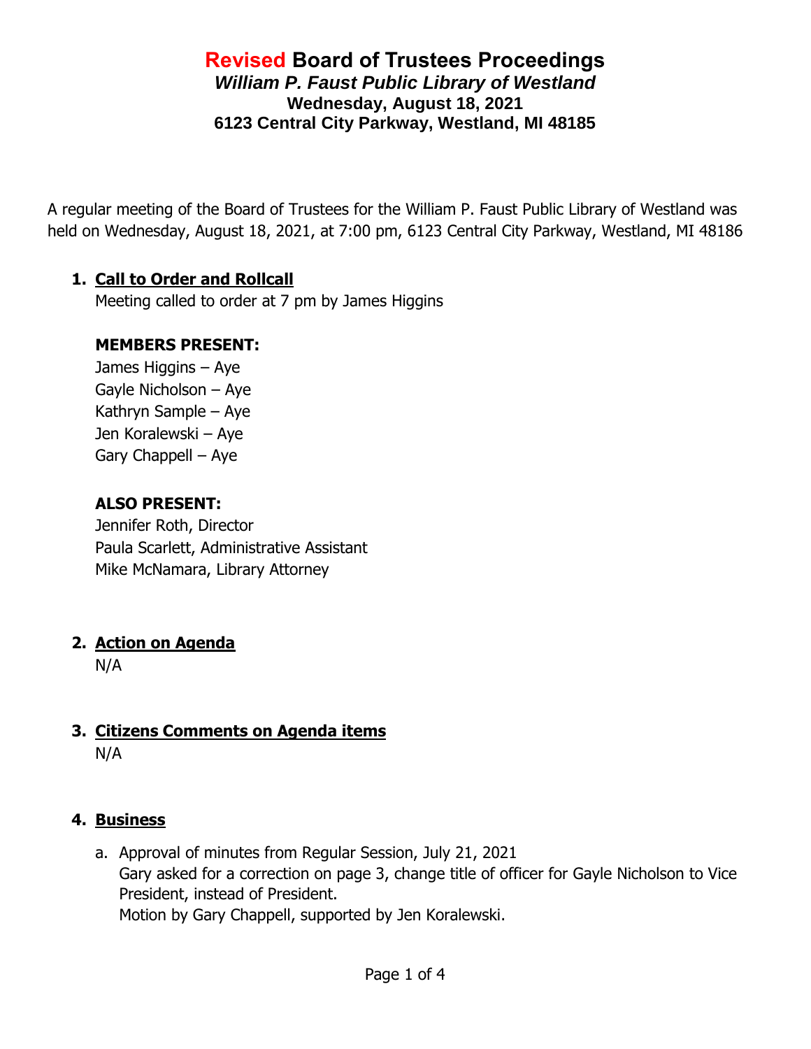# Revised Board of Trustees Proceedings

## *William P. Faust Public Library of Westland*

**Wednesday, August 18, 2021**

**6123 Central City Parkway, Westland, MI 48185**

A regular meeting of the Board of Trustees for the William P. Faust Public Library of Westland was held on Wednesday, August 18, 2021, at 7:00 pm, 6123 Central City Parkway, Westland, MI 48186

1. **Call to Order and Rollcall**

   Meeting called to order at 7 pm by James Higgins

   **MEMBERS PRESENT:**

   James Higgins – Aye
   Gayle Nicholson – Aye
   Kathryn Sample – Aye
   Jen Koralewski – Aye
   Gary Chappell – Aye

   **ALSO PRESENT:**

   Jennifer Roth, Director
   Paula Scarlett, Administrative Assistant
   Mike McNamara, Library Attorney

2. **Action on Agenda**

   N/A

3. **Citizens Comments on Agenda items**

   N/A

4. **Business**

   a. Approval of minutes from Regular Session, July 21, 2021
      Gary asked for a correction on page 3, change title of officer for Gayle Nicholson to Vice President, instead of President.
      Motion by Gary Chappell, supported by Jen Koralewski.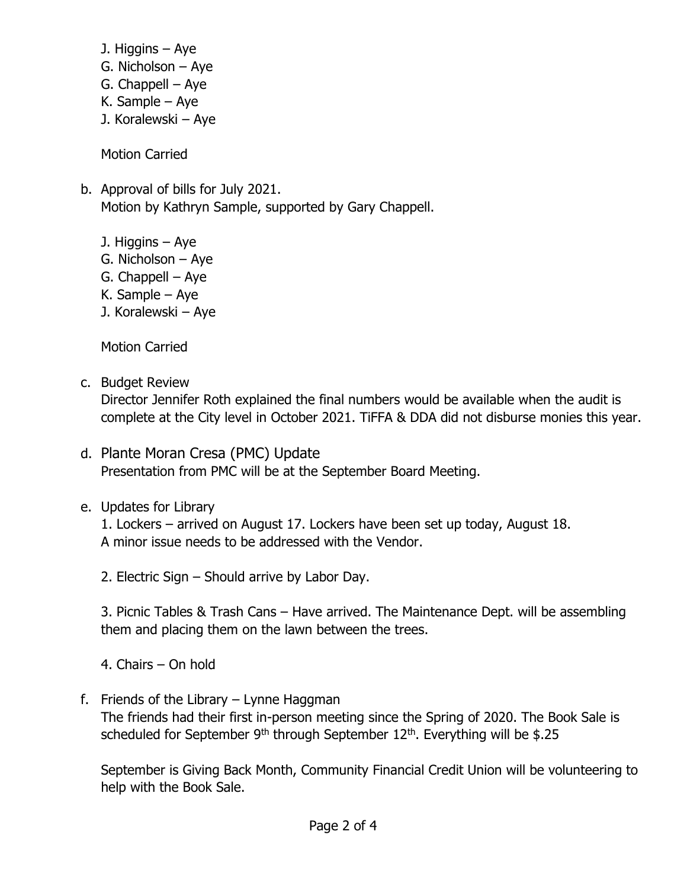J. Higgins – Aye
G. Nicholson – Aye
G. Chappell – Aye
K. Sample – Aye
J. Koralewski – Aye

Motion Carried

b. Approval of bills for July 2021.
   Motion by Kathryn Sample, supported by Gary Chappell.

   J. Higgins – Aye
   G. Nicholson – Aye
   G. Chappell – Aye
   K. Sample – Aye
   J. Koralewski – Aye

   Motion Carried

c. Budget Review
   Director Jennifer Roth explained the final numbers would be available when the audit is complete at the City level in October 2021. TiFFA & DDA did not disburse monies this year.

d. Plante Moran Cresa (PMC) Update
   Presentation from PMC will be at the September Board Meeting.

e. Updates for Library
   1. Lockers – arrived on August 17. Lockers have been set up today, August 18. A minor issue needs to be addressed with the Vendor.

   2. Electric Sign – Should arrive by Labor Day.

   3. Picnic Tables & Trash Cans – Have arrived. The Maintenance Dept. will be assembling them and placing them on the lawn between the trees.

   4. Chairs – On hold

f. Friends of the Library – Lynne Haggman
   The friends had their first in-person meeting since the Spring of 2020. The Book Sale is scheduled for September 9th through September 12th. Everything will be $.25

   September is Giving Back Month, Community Financial Credit Union will be volunteering to help with the Book Sale.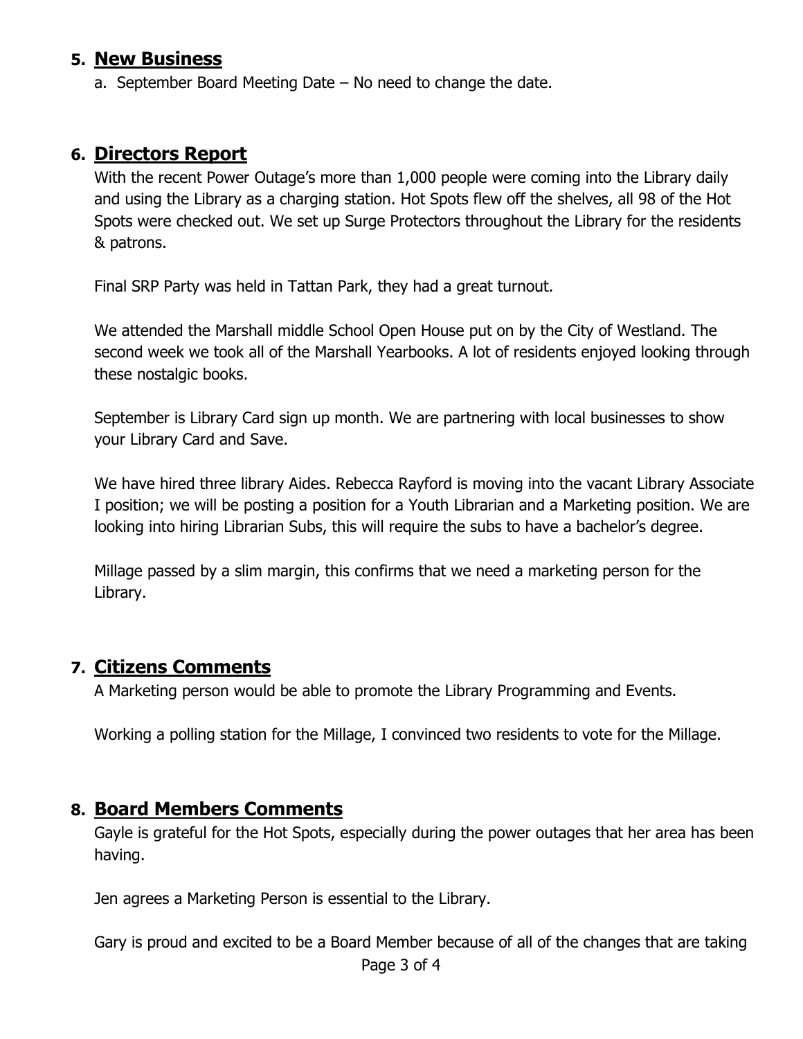## 5. New Business

a. September Board Meeting Date – No need to change the date.

## 6. Directors Report

With the recent Power Outage's more than 1,000 people were coming into the Library daily and using the Library as a charging station. Hot Spots flew off the shelves, all 98 of the Hot Spots were checked out. We set up Surge Protectors throughout the Library for the residents & patrons.

Final SRP Party was held in Tattan Park, they had a great turnout.

We attended the Marshall middle School Open House put on by the City of Westland. The second week we took all of the Marshall Yearbooks. A lot of residents enjoyed looking through these nostalgic books.

September is Library Card sign up month. We are partnering with local businesses to show your Library Card and Save.

We have hired three library Aides. Rebecca Rayford is moving into the vacant Library Associate I position; we will be posting a position for a Youth Librarian and a Marketing position. We are looking into hiring Librarian Subs, this will require the subs to have a bachelor's degree.

Millage passed by a slim margin, this confirms that we need a marketing person for the Library.

## 7. Citizens Comments

A Marketing person would be able to promote the Library Programming and Events.

Working a polling station for the Millage, I convinced two residents to vote for the Millage.

## 8. Board Members Comments

Gayle is grateful for the Hot Spots, especially during the power outages that her area has been having.

Jen agrees a Marketing Person is essential to the Library.

Gary is proud and excited to be a Board Member because of all of the changes that are taking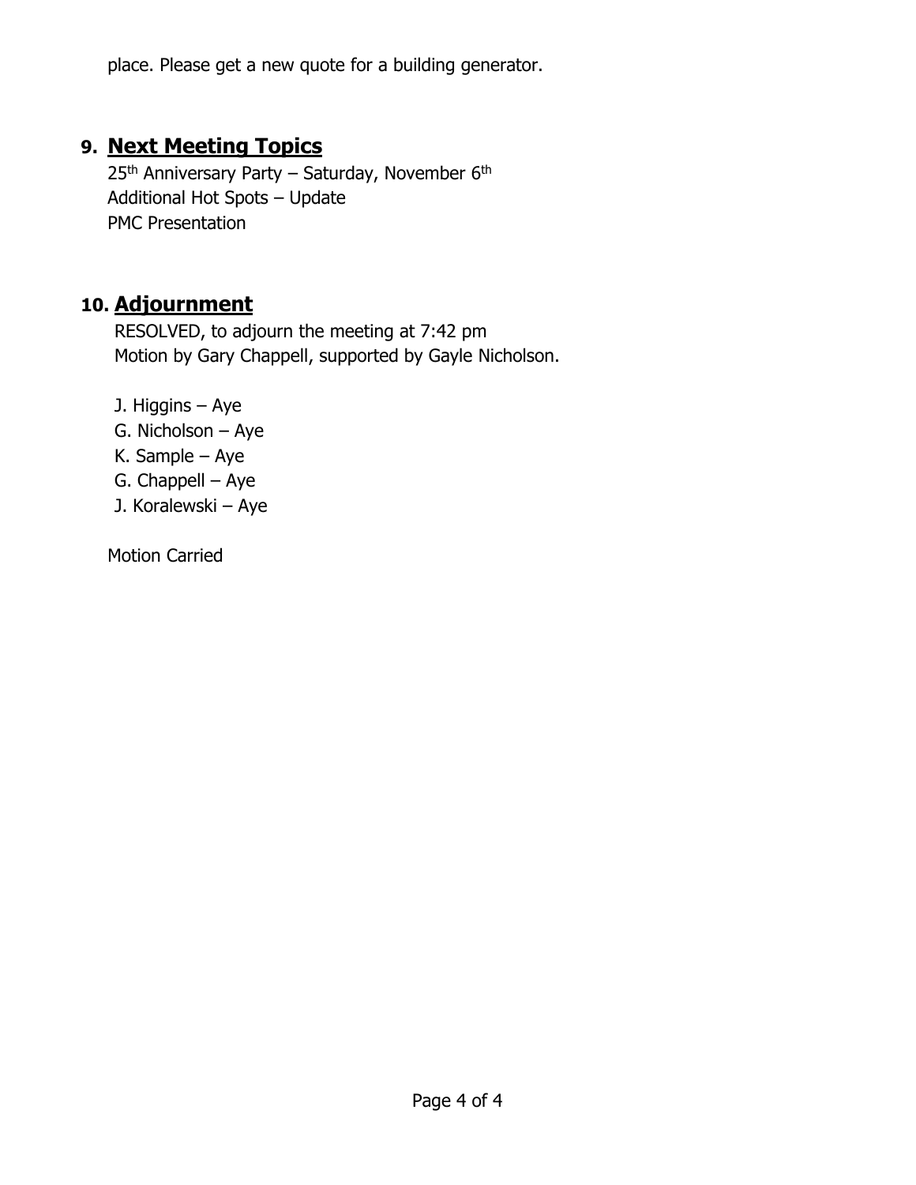place. Please get a new quote for a building generator.

## 9. Next Meeting Topics

25th Anniversary Party – Saturday, November 6th
Additional Hot Spots – Update
PMC Presentation

## 10. Adjournment

RESOLVED, to adjourn the meeting at 7:42 pm
Motion by Gary Chappell, supported by Gayle Nicholson.

J. Higgins – Aye
G. Nicholson – Aye
K. Sample – Aye
G. Chappell – Aye
J. Koralewski – Aye

Motion Carried